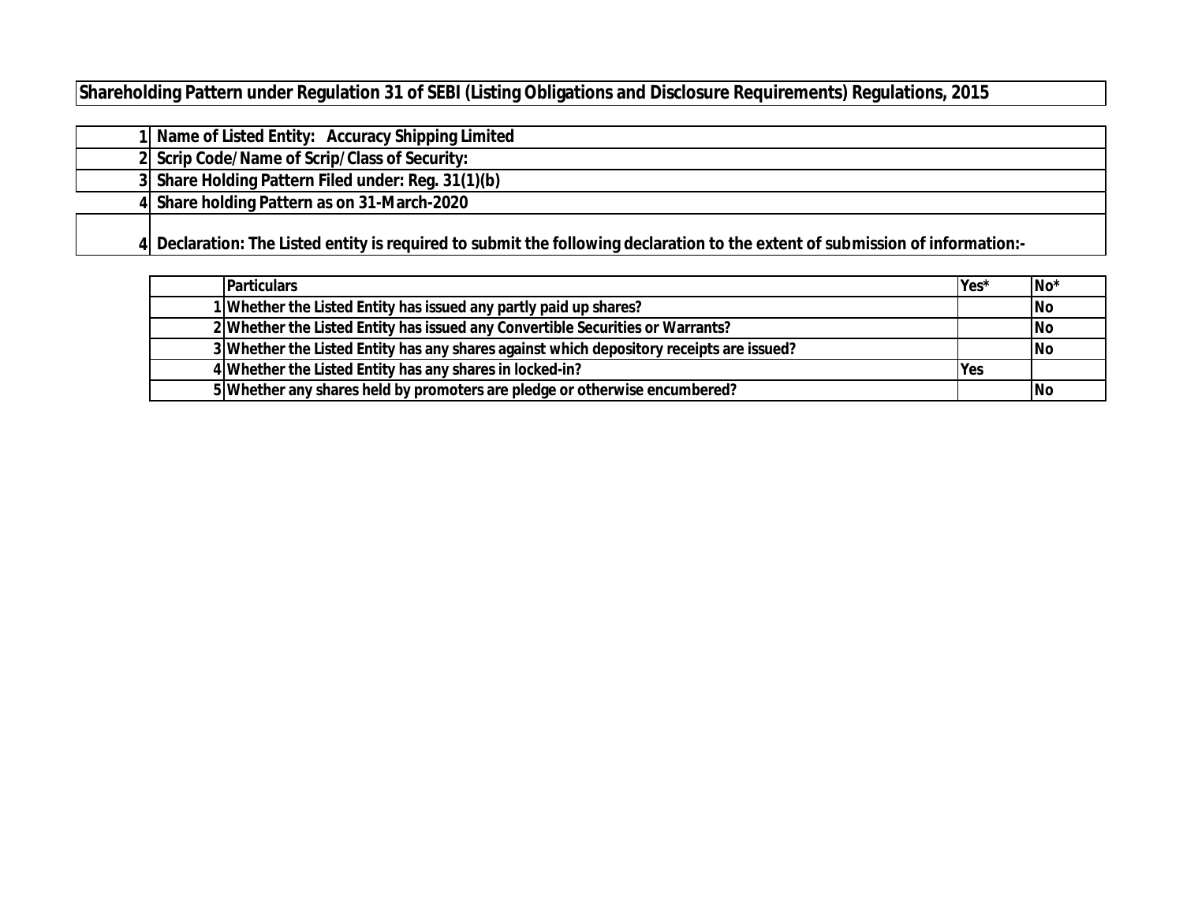# Shareholding Pattern under Regulation 31 of SEBI (Listing Obligations and Disclosure Requirements) Regulations, 2015

| | |
|---|---|
| 1 | Name of Listed Entity: Accuracy Shipping Limited |
| 2 | Scrip Code/Name of Scrip/Class of Security: |
| 3 | Share Holding Pattern Filed under: Reg. 31(1)(b) |
| 4 | Share holding Pattern as on 31-March-2020 |
| 4 | Declaration: The Listed entity is required to submit the following declaration to the extent of submission of information:- |

| | Particulars | Yes* | No* |
|---|---|---|---|
| 1 | Whether the Listed Entity has issued any partly paid up shares? | | No |
| 2 | Whether the Listed Entity has issued any Convertible Securities or Warrants? | | No |
| 3 | Whether the Listed Entity has any shares against which depository receipts are issued? | | No |
| 4 | Whether the Listed Entity has any shares in locked-in? | Yes | |
| 5 | Whether any shares held by promoters are pledge or otherwise encumbered? | | No |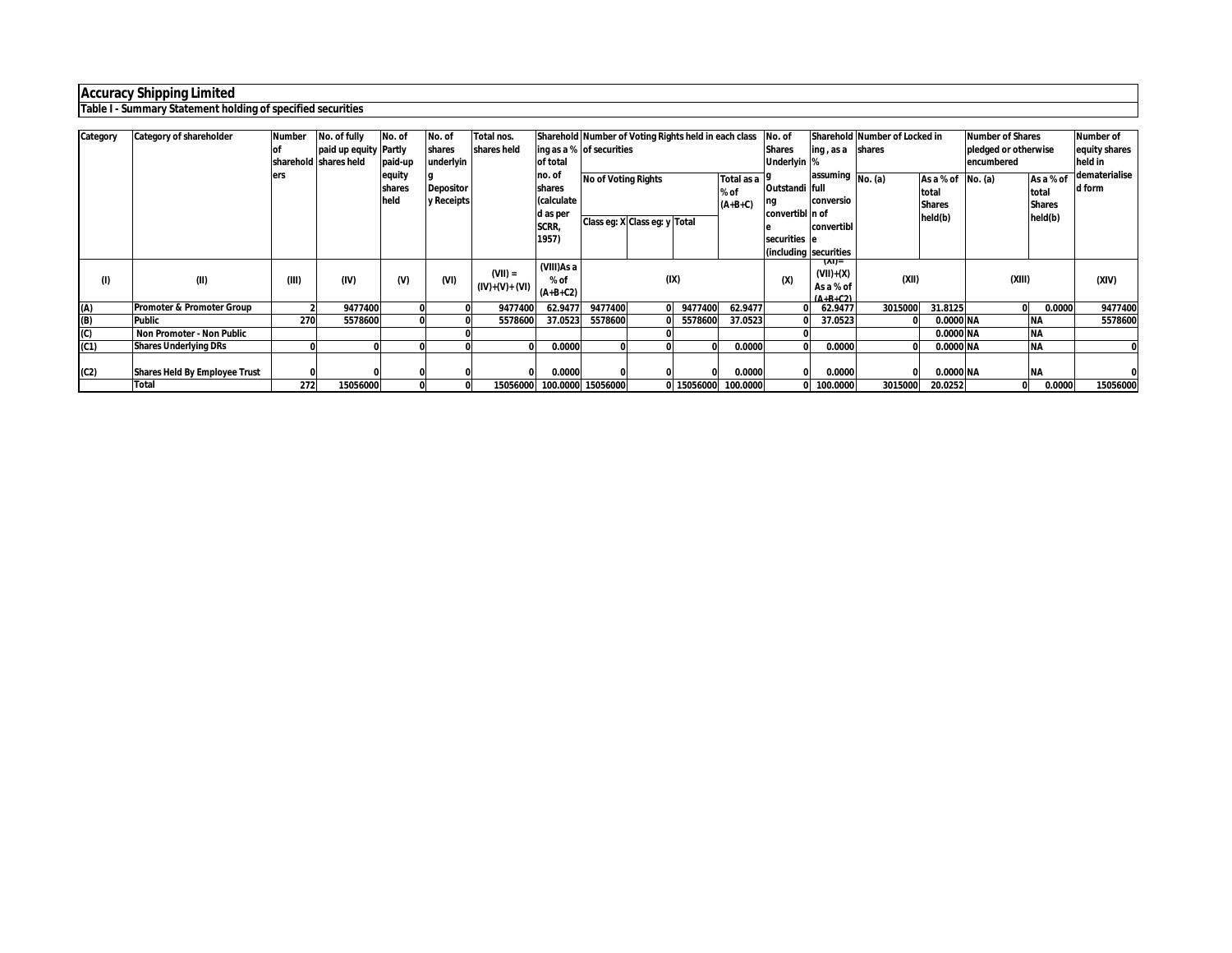# Accuracy Shipping Limited

## Table I - Summary Statement holding of specified securities

| Category | Category of shareholder | Number of shareholders | No. of fully paid up equity shares held | No. of Partly paid-up equity shares held | No. of shares underlying Depository Receipts | Total nos. shares held | Shareholding as a % of total no. of shares (calculated as per SCRR, 1957) | Number of Voting Rights held in each class of securities | | | | No. of Shares Underlying Outstanding convertible securities (including | Shareholding , as a % assuming full conversion of convertible securities | Number of Locked in shares | | Number of Shares pledged or otherwise encumbered | | Number of equity shares held in dematerialised form |
|---|---|---|---|---|---|---|---|---|---|---|---|---|---|---|---|---|---|---|
| | | | | | | | | No of Voting Rights | | | Total as a % of (A+B+C) | | | No. (a) | As a % of total Shares held(b) | No. (a) | As a % of total Shares held(b) | |
| | | | | | | | | Class eg: X | Class eg: y | Total | | | | | | | | |
| (I) | (II) | (III) | (IV) | (V) | (VI) | (VII) = (IV)+(V)+ (VI) | (VIII)As a % of (A+B+C2) | (IX) | | | | (X) | (XI)= (VII)+(X) As a % of (A+B+C2) | (XII) | | (XIII) | | (XIV) |
| (A) | Promoter & Promoter Group | 2 | 9477400 | 0 | 0 | 9477400 | 62.9477 | 9477400 | 0 | 9477400 | 62.9477 | 0 | 62.9477 | 3015000 | 31.8125 | 0 | 0.0000 | 9477400 |
| (B) | Public | 270 | 5578600 | 0 | 0 | 5578600 | 37.0523 | 5578600 | 0 | 5578600 | 37.0523 | 0 | 37.0523 | 0 | 0.0000 | NA | NA | 5578600 |
| (C) | Non Promoter - Non Public | | | | 0 | | | | 0 | | | 0 | | | 0.0000 | NA | NA | |
| (C1) | Shares Underlying DRs | 0 | 0 | 0 | 0 | 0 | 0.0000 | 0 | 0 | 0 | 0.0000 | 0 | 0.0000 | 0 | 0.0000 | NA | NA | 0 |
| (C2) | Shares Held By Employee Trust | 0 | 0 | 0 | 0 | 0 | 0.0000 | 0 | 0 | 0 | 0.0000 | 0 | 0.0000 | 0 | 0.0000 | NA | NA | 0 |
| | Total | 272 | 15056000 | 0 | 0 | 15056000 | 100.0000 | 15056000 | 0 | 15056000 | 100.0000 | 0 | 100.0000 | 3015000 | 20.0252 | 0 | 0.0000 | 15056000 |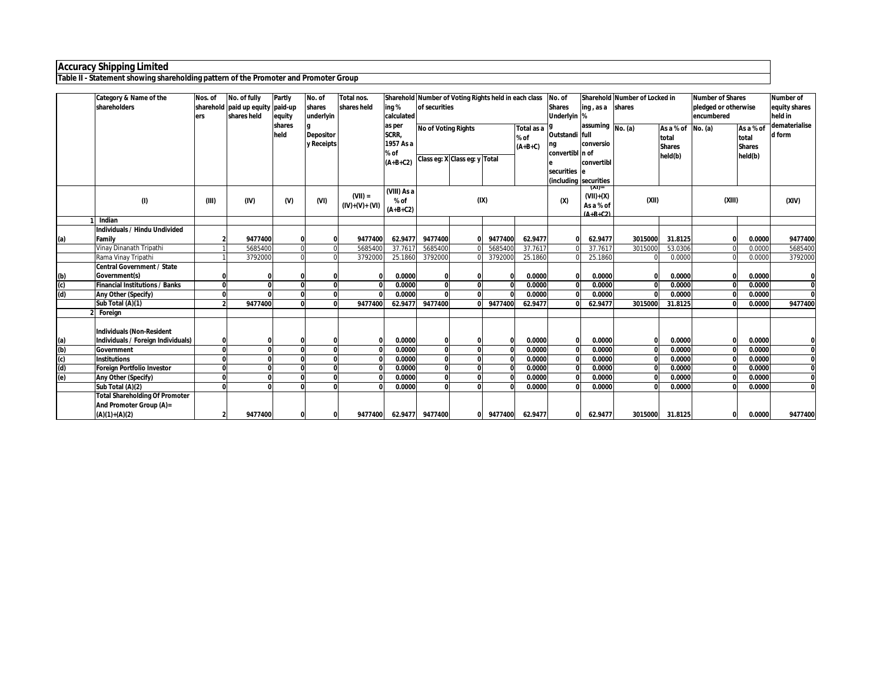**Accuracy Shipping Limited**

**Table II - Statement showing shareholding pattern of the Promoter and Promoter Group**

| | Category & Name of the shareholders | Nos. of shareholders | No. of fully paid up equity shares held | Partly paid-up equity shares held | No. of shares underlying Depository Receipts | Total nos. shares held | Shareholding % calculated as per SCRR, 1957 As a % of (A+B+C2) | Number of Voting Rights held in each class of securities | | | | No. of Shares Underlying Outstanding convertible securities (including | Shareholding , as a % assuming full conversion of convertible securities | Number of Locked in shares | | Number of Shares pledged or otherwise encumbered | | Number of equity shares held in dematerialised form |
|---|---|---|---|---|---|---|---|---|---|---|---|---|---|---|---|---|---|---|
| | | | | | | | | No of Voting Rights | | | Total as a % of (A+B+C) | | | No. (a) | As a % of total Shares held(b) | No. (a) | As a % of total Shares held(b) | |
| | | | | | | | | Class eg: X | Class eg: y | Total | | | | | | | | |
| | (I) | (III) | (IV) | (V) | (VI) | (VII) = (IV)+(V)+ (VI) | (VIII) As a % of (A+B+C2) | (IX) | | | | (X) | (XI)= (VII)+(X) As a % of (A+B+C2) | (XII) | | (XIII) | | (XIV) |
| 1 | **Indian** | | | | | | | | | | | | | | | | | |
| (a) | **Individuals / Hindu Undivided Family** | 2 | 9477400 | 0 | 0 | 9477400 | 62.9477 | 9477400 | 0 | 9477400 | 62.9477 | 0 | 62.9477 | 3015000 | 31.8125 | 0 | 0.0000 | 9477400 |
| | Vinay Dinanath Tripathi | 1 | 5685400 | 0 | 0 | 5685400 | 37.7617 | 5685400 | 0 | 5685400 | 37.7617 | 0 | 37.7617 | 3015000 | 53.0306 | 0 | 0.0000 | 5685400 |
| | Rama Vinay Tripathi | 1 | 3792000 | 0 | 0 | 3792000 | 25.1860 | 3792000 | 0 | 3792000 | 25.1860 | 0 | 25.1860 | 0 | 0.0000 | 0 | 0.0000 | 3792000 |
| (b) | **Central Government / State Government(s)** | 0 | 0 | 0 | 0 | 0 | 0.0000 | 0 | 0 | 0 | 0.0000 | 0 | 0.0000 | 0 | 0.0000 | 0 | 0.0000 | 0 |
| (c) | **Financial Institutions / Banks** | 0 | 0 | 0 | 0 | 0 | 0.0000 | 0 | 0 | 0 | 0.0000 | 0 | 0.0000 | 0 | 0.0000 | 0 | 0.0000 | 0 |
| (d) | **Any Other (Specify)** | 0 | 0 | 0 | 0 | 0 | 0.0000 | 0 | 0 | 0 | 0.0000 | 0 | 0.0000 | 0 | 0.0000 | 0 | 0.0000 | 0 |
| | **Sub Total (A)(1)** | 2 | 9477400 | 0 | 0 | 9477400 | 62.9477 | 9477400 | 0 | 9477400 | 62.9477 | 0 | 62.9477 | 3015000 | 31.8125 | 0 | 0.0000 | 9477400 |
| 2 | **Foreign** | | | | | | | | | | | | | | | | | |
| (a) | **Individuals (Non-Resident Individuals / Foreign Individuals)** | 0 | 0 | 0 | 0 | 0 | 0.0000 | 0 | 0 | 0 | 0.0000 | 0 | 0.0000 | 0 | 0.0000 | 0 | 0.0000 | 0 |
| (b) | **Government** | 0 | 0 | 0 | 0 | 0 | 0.0000 | 0 | 0 | 0 | 0.0000 | 0 | 0.0000 | 0 | 0.0000 | 0 | 0.0000 | 0 |
| (c) | **Institutions** | 0 | 0 | 0 | 0 | 0 | 0.0000 | 0 | 0 | 0 | 0.0000 | 0 | 0.0000 | 0 | 0.0000 | 0 | 0.0000 | 0 |
| (d) | **Foreign Portfolio Investor** | 0 | 0 | 0 | 0 | 0 | 0.0000 | 0 | 0 | 0 | 0.0000 | 0 | 0.0000 | 0 | 0.0000 | 0 | 0.0000 | 0 |
| (e) | **Any Other (Specify)** | 0 | 0 | 0 | 0 | 0 | 0.0000 | 0 | 0 | 0 | 0.0000 | 0 | 0.0000 | 0 | 0.0000 | 0 | 0.0000 | 0 |
| | **Sub Total (A)(2)** | 0 | 0 | 0 | 0 | 0 | 0.0000 | 0 | 0 | 0 | 0.0000 | 0 | 0.0000 | 0 | 0.0000 | 0 | 0.0000 | 0 |
| | **Total Shareholding Of Promoter And Promoter Group (A)= (A)(1)+(A)(2)** | 2 | 9477400 | 0 | 0 | 9477400 | 62.9477 | 9477400 | 0 | 9477400 | 62.9477 | 0 | 62.9477 | 3015000 | 31.8125 | 0 | 0.0000 | 9477400 |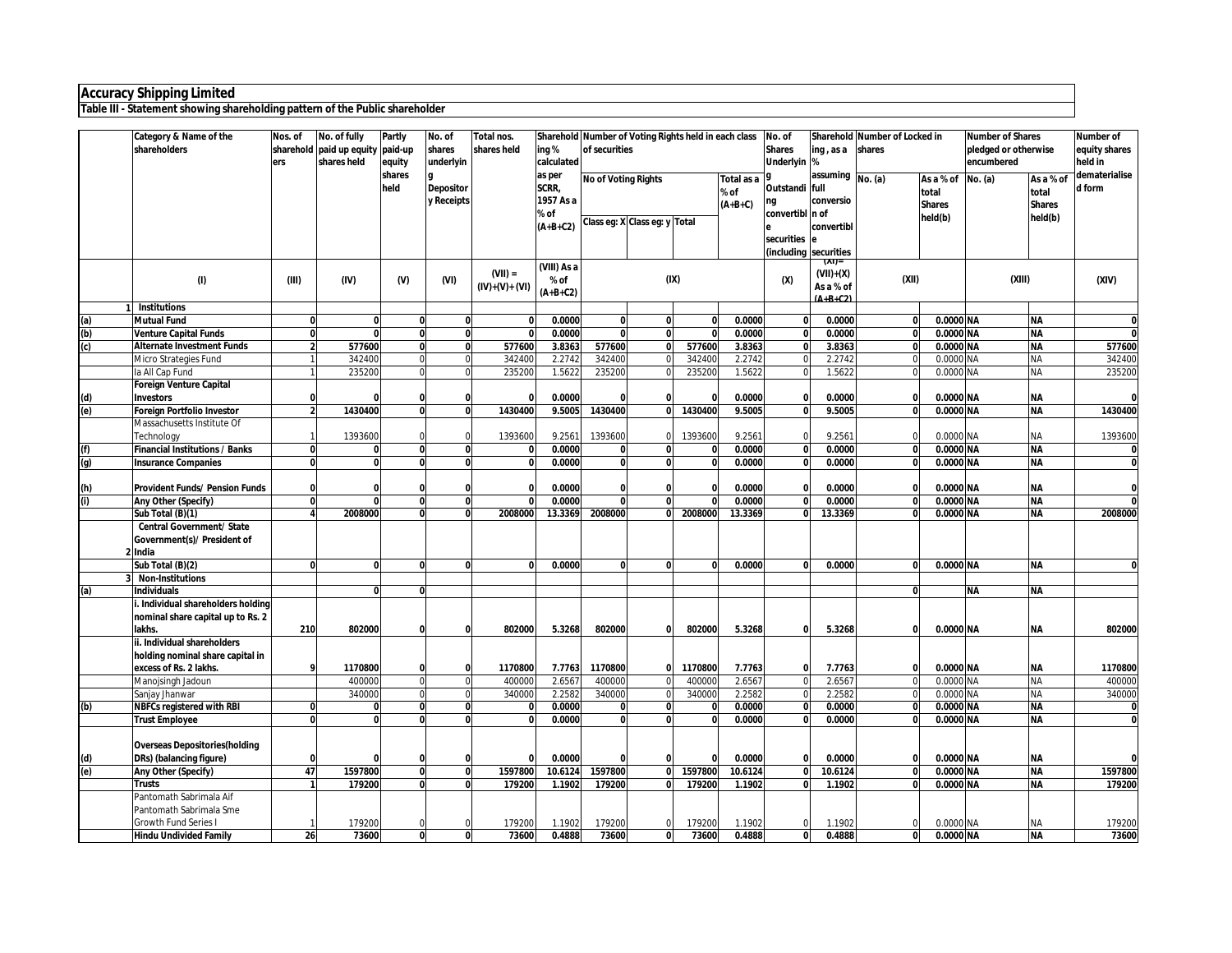**Accuracy Shipping Limited**

**Table III - Statement showing shareholding pattern of the Public shareholder**

| | Category & Name of the shareholders | Nos. of shareholders | No. of fully paid up equity shares held | Partly paid-up equity shares held | No. of shares underlying Depository Receipts | Total nos. shares held | Shareholding % calculated as per SCRR, 1957 As a % of (A+B+C2) | Number of Voting Rights held in each class of securities | | | | No. of Shares Underlying Outstanding convertible securities (including | Shareholding , as a % assuming full conversion of convertible securities | Number of Locked in shares | | Number of Shares pledged or otherwise encumbered | | Number of equity shares held in dematerialised form |
|---|---|---|---|---|---|---|---|---|---|---|---|---|---|---|---|---|---|---|
| | | | | | | | | No of Voting Rights | | | Total as a % of (A+B+C) | | | No. (a) | As a % of total Shares held(b) | No. (a) | As a % of total Shares held(b) | |
| | | | | | | | | Class eg: X | Class eg: y | Total | | | | | | | | |
| | (I) | (III) | (IV) | (V) | (VI) | (VII) = (IV)+(V)+ (VI) | (VIII) As a % of (A+B+C2) | (IX) | | | | (X) | (XI)= (VII)+(X) As a % of (A+B+C2) | (XII) | | (XIII) | | (XIV) |
| 1 | **Institutions** | | | | | | | | | | | | | | | | | |
| (a) | **Mutual Fund** | 0 | 0 | 0 | 0 | 0 | 0.0000 | 0 | 0 | 0 | 0.0000 | 0 | 0.0000 | 0 | 0.0000 | NA | NA | 0 |
| (b) | **Venture Capital Funds** | 0 | 0 | 0 | 0 | 0 | 0.0000 | 0 | 0 | 0 | 0.0000 | 0 | 0.0000 | 0 | 0.0000 | NA | NA | 0 |
| (c) | **Alternate Investment Funds** | 2 | 577600 | 0 | 0 | 577600 | 3.8363 | 577600 | 0 | 577600 | 3.8363 | 0 | 3.8363 | 0 | 0.0000 | NA | NA | 577600 |
| | Micro Strategies Fund | 1 | 342400 | 0 | 0 | 342400 | 2.2742 | 342400 | 0 | 342400 | 2.2742 | 0 | 2.2742 | 0 | 0.0000 | NA | NA | 342400 |
| | Ia All Cap Fund | 1 | 235200 | 0 | 0 | 235200 | 1.5622 | 235200 | 0 | 235200 | 1.5622 | 0 | 1.5622 | 0 | 0.0000 | NA | NA | 235200 |
| (d) | **Foreign Venture Capital Investors** | 0 | 0 | 0 | 0 | 0 | 0.0000 | 0 | 0 | 0 | 0.0000 | 0 | 0.0000 | 0 | 0.0000 | NA | NA | 0 |
| (e) | **Foreign Portfolio Investor** | 2 | 1430400 | 0 | 0 | 1430400 | 9.5005 | 1430400 | 0 | 1430400 | 9.5005 | 0 | 9.5005 | 0 | 0.0000 | NA | NA | 1430400 |
| | Massachusetts Institute Of Technology | 1 | 1393600 | 0 | 0 | 1393600 | 9.2561 | 1393600 | 0 | 1393600 | 9.2561 | 0 | 9.2561 | 0 | 0.0000 | NA | NA | 1393600 |
| (f) | **Financial Institutions / Banks** | 0 | 0 | 0 | 0 | 0 | 0.0000 | 0 | 0 | 0 | 0.0000 | 0 | 0.0000 | 0 | 0.0000 | NA | NA | 0 |
| (g) | **Insurance Companies** | 0 | 0 | 0 | 0 | 0 | 0.0000 | 0 | 0 | 0 | 0.0000 | 0 | 0.0000 | 0 | 0.0000 | NA | NA | 0 |
| (h) | **Provident Funds/ Pension Funds** | 0 | 0 | 0 | 0 | 0 | 0.0000 | 0 | 0 | 0 | 0.0000 | 0 | 0.0000 | 0 | 0.0000 | NA | NA | 0 |
| (i) | **Any Other (Specify)** | 0 | 0 | 0 | 0 | 0 | 0.0000 | 0 | 0 | 0 | 0.0000 | 0 | 0.0000 | 0 | 0.0000 | NA | NA | 0 |
| | **Sub Total (B)(1)** | 4 | 2008000 | 0 | 0 | 2008000 | 13.3369 | 2008000 | 0 | 2008000 | 13.3369 | 0 | 13.3369 | 0 | 0.0000 | NA | NA | 2008000 |
| 2 | **Central Government/ State Government(s)/ President of India** | | | | | | | | | | | | | | | | | |
| | **Sub Total (B)(2)** | 0 | 0 | 0 | 0 | 0 | 0.0000 | 0 | 0 | 0 | 0.0000 | 0 | 0.0000 | 0 | 0.0000 | NA | NA | 0 |
| 3 | **Non-Institutions** | | | | | | | | | | | | | | | | | |
| (a) | **Individuals** | | 0 | 0 | | | | | | | | | | 0 | | NA | NA | |
| | **i. Individual shareholders holding nominal share capital up to Rs. 2 lakhs.** | 210 | 802000 | 0 | 0 | 802000 | 5.3268 | 802000 | 0 | 802000 | 5.3268 | 0 | 5.3268 | 0 | 0.0000 | NA | NA | 802000 |
| | **ii. Individual shareholders holding nominal share capital in excess of Rs. 2 lakhs.** | 9 | 1170800 | 0 | 0 | 1170800 | 7.7763 | 1170800 | 0 | 1170800 | 7.7763 | 0 | 7.7763 | 0 | 0.0000 | NA | NA | 1170800 |
| | Manojsingh Jadoun | | 400000 | 0 | 0 | 400000 | 2.6567 | 400000 | 0 | 400000 | 2.6567 | 0 | 2.6567 | 0 | 0.0000 | NA | NA | 400000 |
| | Sanjay Jhanwar | | 340000 | 0 | 0 | 340000 | 2.2582 | 340000 | 0 | 340000 | 2.2582 | 0 | 2.2582 | 0 | 0.0000 | NA | NA | 340000 |
| (b) | **NBFCs registered with RBI** | 0 | 0 | 0 | 0 | 0 | 0.0000 | 0 | 0 | 0 | 0.0000 | 0 | 0.0000 | 0 | 0.0000 | NA | NA | 0 |
| | **Trust Employee** | 0 | 0 | 0 | 0 | 0 | 0.0000 | 0 | 0 | 0 | 0.0000 | 0 | 0.0000 | 0 | 0.0000 | NA | NA | 0 |
| (d) | **Overseas Depositories(holding DRs) (balancing figure)** | 0 | 0 | 0 | 0 | 0 | 0.0000 | 0 | 0 | 0 | 0.0000 | 0 | 0.0000 | 0 | 0.0000 | NA | NA | 0 |
| (e) | **Any Other (Specify)** | 47 | 1597800 | 0 | 0 | 1597800 | 10.6124 | 1597800 | 0 | 1597800 | 10.6124 | 0 | 10.6124 | 0 | 0.0000 | NA | NA | 1597800 |
| | **Trusts** | 1 | 179200 | 0 | 0 | 179200 | 1.1902 | 179200 | 0 | 179200 | 1.1902 | 0 | 1.1902 | 0 | 0.0000 | NA | NA | 179200 |
| | Pantomath Sabrimala Aif Pantomath Sabrimala Sme Growth Fund Series I | 1 | 179200 | 0 | 0 | 179200 | 1.1902 | 179200 | 0 | 179200 | 1.1902 | 0 | 1.1902 | 0 | 0.0000 | NA | NA | 179200 |
| | **Hindu Undivided Family** | 26 | 73600 | 0 | 0 | 73600 | 0.4888 | 73600 | 0 | 73600 | 0.4888 | 0 | 0.4888 | 0 | 0.0000 | NA | NA | 73600 |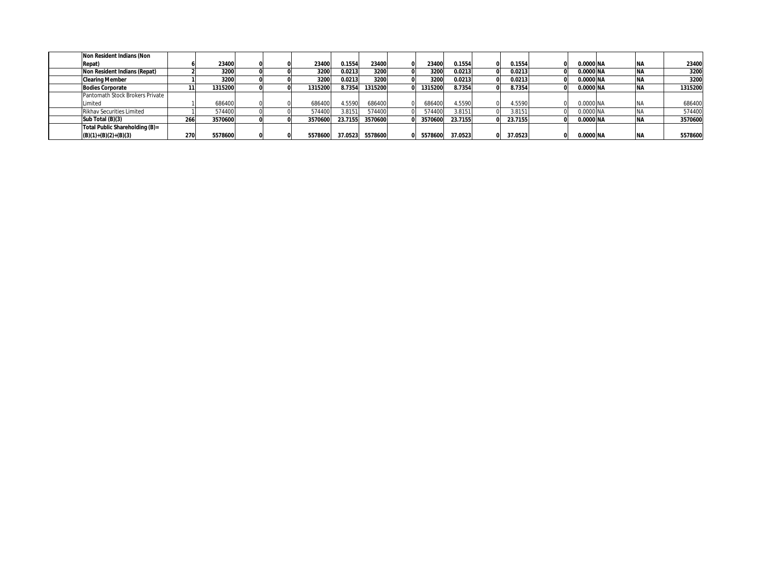| | | | | | | | | | | | | | | | | | | | |
|---|---|---|---|---|---|---|---|---|---|---|---|---|---|---|---|---|---|---|---|
| | **Non Resident Indians (Non Repat)** | **6** | **23400** | **0** | **0** | **23400** | **0.1554** | **23400** | **0** | **23400** | **0.1554** | **0** | **0.1554** | **0** | **0.0000** | **NA** | **NA** | **23400** |
| | **Non Resident Indians (Repat)** | **2** | **3200** | **0** | **0** | **3200** | **0.0213** | **3200** | **0** | **3200** | **0.0213** | **0** | **0.0213** | **0** | **0.0000** | **NA** | **NA** | **3200** |
| | **Clearing Member** | **1** | **3200** | **0** | **0** | **3200** | **0.0213** | **3200** | **0** | **3200** | **0.0213** | **0** | **0.0213** | **0** | **0.0000** | **NA** | **NA** | **3200** |
| | **Bodies Corporate** | **11** | **1315200** | **0** | **0** | **1315200** | **8.7354** | **1315200** | **0** | **1315200** | **8.7354** | **0** | **8.7354** | **0** | **0.0000** | **NA** | **NA** | **1315200** |
| | Pantomath Stock Brokers Private Limited | 1 | 686400 | 0 | 0 | 686400 | 4.5590 | 686400 | 0 | 686400 | 4.5590 | 0 | 4.5590 | 0 | 0.0000 | NA | NA | 686400 |
| | Rikhav Securities Limited | 1 | 574400 | 0 | 0 | 574400 | 3.8151 | 574400 | 0 | 574400 | 3.8151 | 0 | 3.8151 | 0 | 0.0000 | NA | NA | 574400 |
| | **Sub Total (B)(3)** | **266** | **3570600** | **0** | **0** | **3570600** | **23.7155** | **3570600** | **0** | **3570600** | **23.7155** | **0** | **23.7155** | **0** | **0.0000** | **NA** | **NA** | **3570600** |
| | **Total Public Shareholding (B)= (B)(1)+(B)(2)+(B)(3)** | **270** | **5578600** | **0** | **0** | **5578600** | **37.0523** | **5578600** | **0** | **5578600** | **37.0523** | **0** | **37.0523** | **0** | **0.0000** | **NA** | **NA** | **5578600** |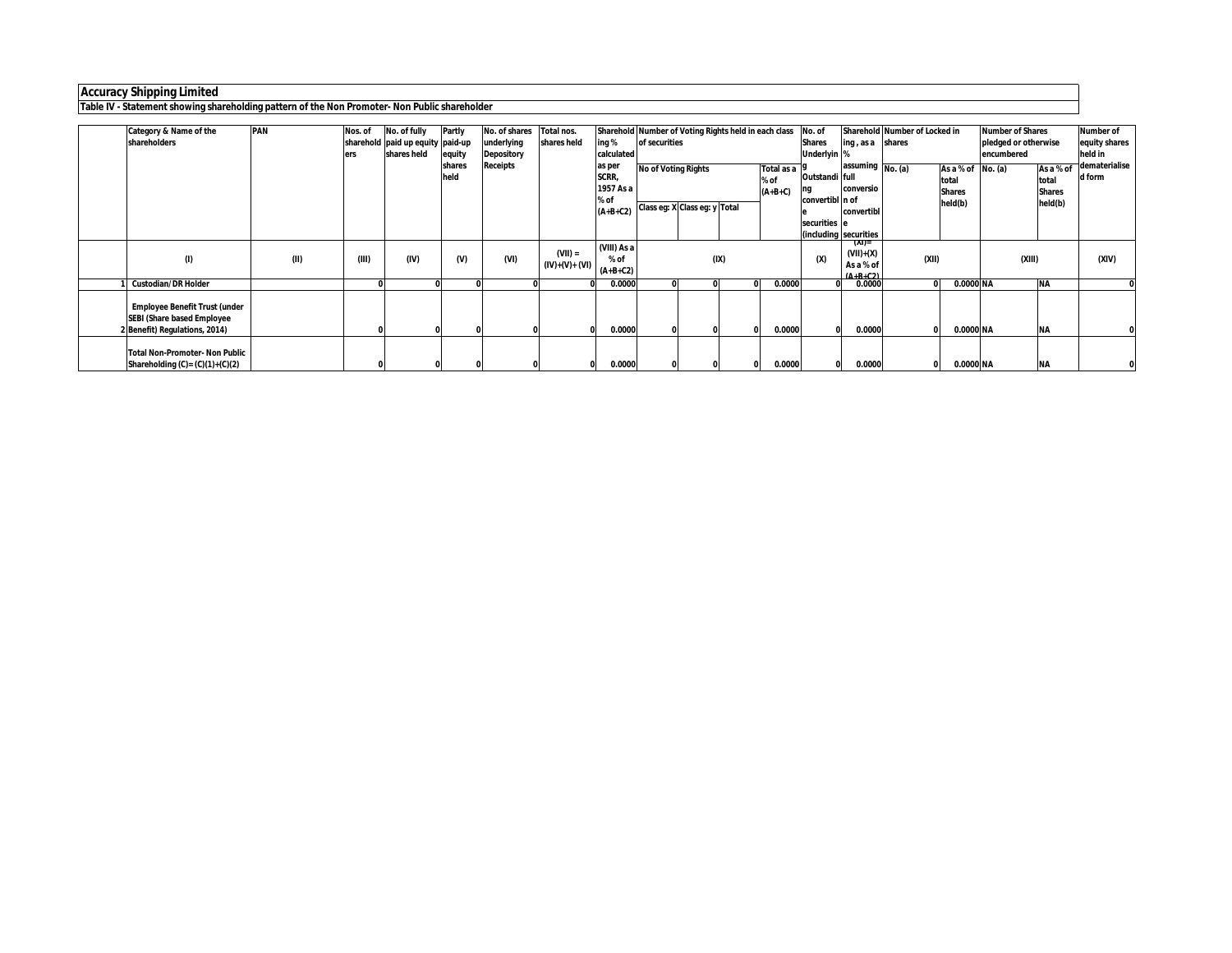## Accuracy Shipping Limited

### Table IV - Statement showing shareholding pattern of the Non Promoter- Non Public shareholder

| | Category & Name of the shareholders | PAN | Nos. of shareholders | No. of fully paid up equity shares held | Partly paid-up equity shares held | No. of shares underlying Depository Receipts | Total nos. shares held | Shareholding % calculated as per SCRR, 1957 As a % of (A+B+C2) | Number of Voting Rights held in each class of securities | | | | No. of Shares Underlying Outstanding convertible securities (including | Shareholding , as a % assuming full conversion of convertible securities | Number of Locked in shares | | Number of Shares pledged or otherwise encumbered | | Number of equity shares held in dematerialised form |
|---|---|---|---|---|---|---|---|---|---|---|---|---|---|---|---|---|---|---|---|
| | | | | | | | | | No of Voting Rights | | | Total as a % of (A+B+C) | | | No. (a) | As a % of total Shares held(b) | No. (a) | As a % of total Shares held(b) | |
| | | | | | | | | | Class eg: X | Class eg: y | Total | | | | | | | | |
| | (I) | (II) | (III) | (IV) | (V) | (VI) | (VII) = (IV)+(V)+ (VI) | (VIII) As a % of (A+B+C2) | (IX) | | | | (X) | (XI)= (VII)+(X) As a % of (A+B+C2) | (XII) | | (XIII) | | (XIV) |
| 1 | Custodian/DR Holder | | 0 | 0 | 0 | 0 | 0 | 0.0000 | 0 | 0 | 0 | 0.0000 | 0 | 0.0000 | 0 | 0.0000 | NA | NA | 0 |
| 2 | Employee Benefit Trust (under SEBI (Share based Employee Benefit) Regulations, 2014) | | 0 | 0 | 0 | 0 | 0 | 0.0000 | 0 | 0 | 0 | 0.0000 | 0 | 0.0000 | 0 | 0.0000 | NA | NA | 0 |
| | Total Non-Promoter- Non Public Shareholding (C)= (C)(1)+(C)(2) | | 0 | 0 | 0 | 0 | 0 | 0.0000 | 0 | 0 | 0 | 0.0000 | 0 | 0.0000 | 0 | 0.0000 | NA | NA | 0 |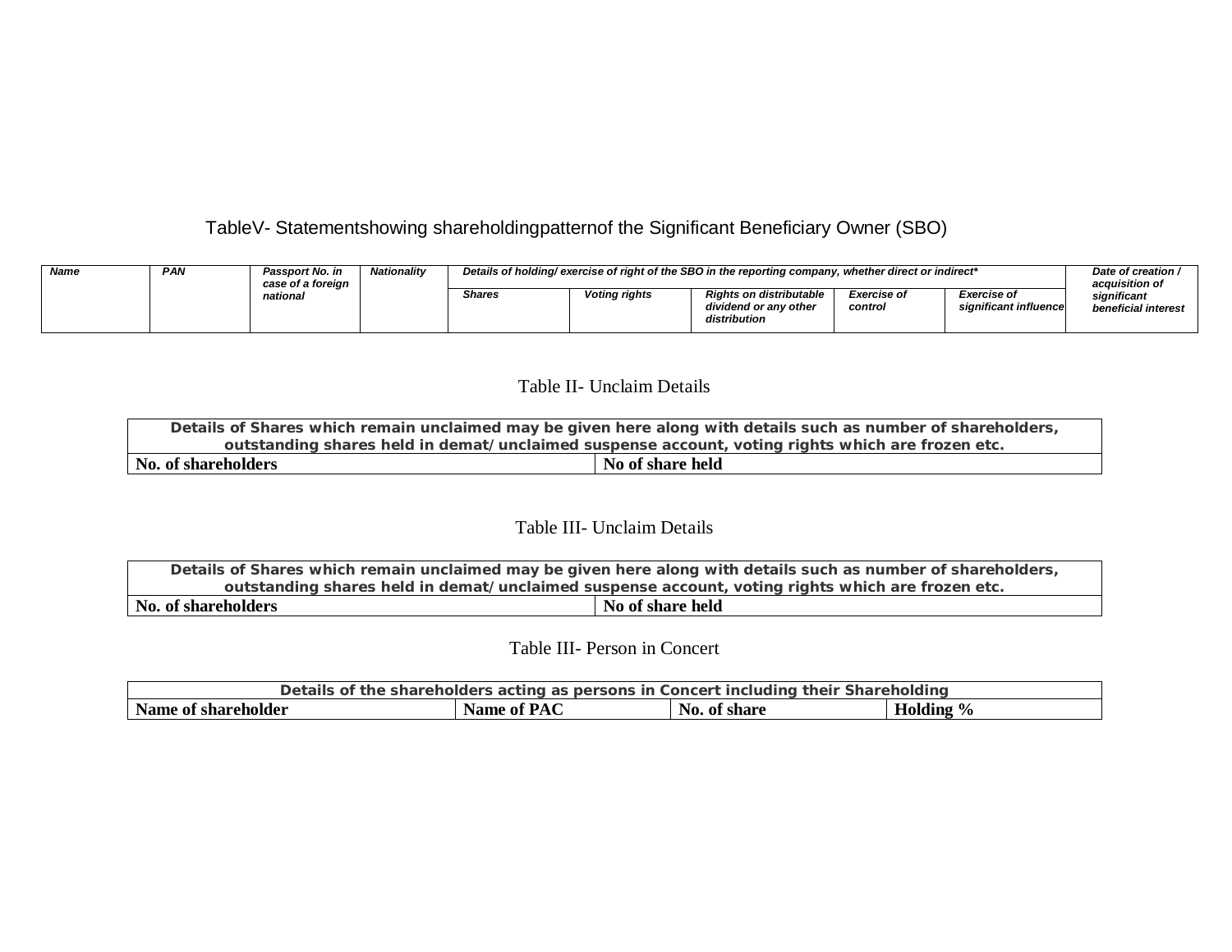## TableV- Statementshowing shareholdingpatternof the Significant Beneficiary Owner (SBO)

| *Name* | *PAN* | *Passport No. in case of a foreign national* | *Nationality* | *Details of holding/ exercise of right of the SBO in the reporting company, whether direct or indirect** | | | | | *Date of creation / acquisition of significant beneficial interest* |
|---|---|---|---|---|---|---|---|---|---|
| | | | | *Shares* | *Voting rights* | *Rights on distributable dividend or any other distribution* | *Exercise of control* | *Exercise of significant influence* | |

## Table II- Unclaim Details

| **Details of Shares which remain unclaimed may be given here along with details such as number of shareholders, outstanding shares held in demat/unclaimed suspense account, voting rights which are frozen etc.** | |
|---|---|
| **No. of shareholders** | **No of share held** |

## Table III- Unclaim Details

| **Details of Shares which remain unclaimed may be given here along with details such as number of shareholders, outstanding shares held in demat/unclaimed suspense account, voting rights which are frozen etc.** | |
|---|---|
| **No. of shareholders** | **No of share held** |

## Table III- Person in Concert

| **Details of the shareholders acting as persons in Concert including their Shareholding** | | | |
|---|---|---|---|
| **Name of shareholder** | **Name of PAC** | **No. of share** | **Holding %** |